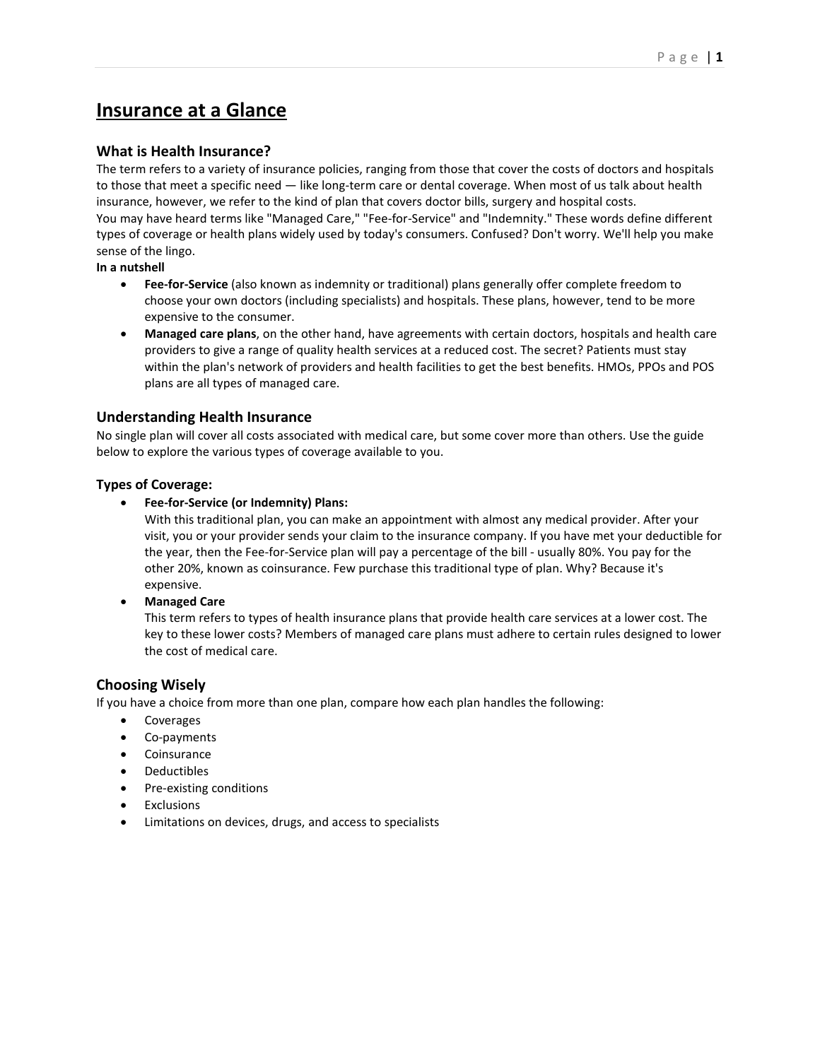# Insurance at a Glance

## What is Health Insurance?

The term refers to a variety of insurance policies, ranging from those that cover the costs of doctors and hospitals to those that meet a specific need — like long-term care or dental coverage. When most of us talk about health insurance, however, we refer to the kind of plan that covers doctor bills, surgery and hospital costs.
You may have heard terms like "Managed Care," "Fee-for-Service" and "Indemnity." These words define different types of coverage or health plans widely used by today's consumers. Confused? Don't worry. We'll help you make sense of the lingo.

**In a nutshell**

- **Fee-for-Service** (also known as indemnity or traditional) plans generally offer complete freedom to choose your own doctors (including specialists) and hospitals. These plans, however, tend to be more expensive to the consumer.
- **Managed care plans**, on the other hand, have agreements with certain doctors, hospitals and health care providers to give a range of quality health services at a reduced cost. The secret? Patients must stay within the plan's network of providers and health facilities to get the best benefits. HMOs, PPOs and POS plans are all types of managed care.

## Understanding Health Insurance

No single plan will cover all costs associated with medical care, but some cover more than others. Use the guide below to explore the various types of coverage available to you.

### Types of Coverage:

- **Fee-for-Service (or Indemnity) Plans:**
  With this traditional plan, you can make an appointment with almost any medical provider. After your visit, you or your provider sends your claim to the insurance company. If you have met your deductible for the year, then the Fee-for-Service plan will pay a percentage of the bill - usually 80%. You pay for the other 20%, known as coinsurance. Few purchase this traditional type of plan. Why? Because it's expensive.
- **Managed Care**
  This term refers to types of health insurance plans that provide health care services at a lower cost. The key to these lower costs? Members of managed care plans must adhere to certain rules designed to lower the cost of medical care.

## Choosing Wisely

If you have a choice from more than one plan, compare how each plan handles the following:

- Coverages
- Co-payments
- Coinsurance
- Deductibles
- Pre-existing conditions
- Exclusions
- Limitations on devices, drugs, and access to specialists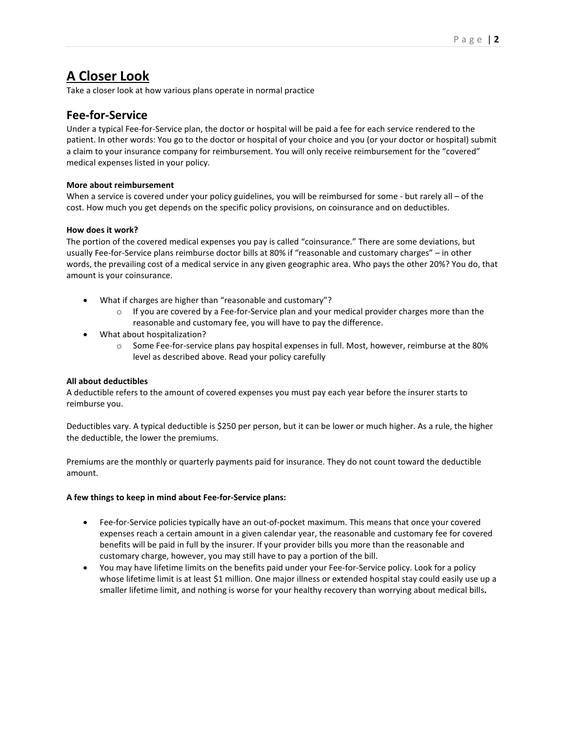# A Closer Look

Take a closer look at how various plans operate in normal practice

## Fee-for-Service

Under a typical Fee-for-Service plan, the doctor or hospital will be paid a fee for each service rendered to the patient. In other words: You go to the doctor or hospital of your choice and you (or your doctor or hospital) submit a claim to your insurance company for reimbursement. You will only receive reimbursement for the "covered" medical expenses listed in your policy.

**More about reimbursement**

When a service is covered under your policy guidelines, you will be reimbursed for some - but rarely all – of the cost. How much you get depends on the specific policy provisions, on coinsurance and on deductibles.

**How does it work?**

The portion of the covered medical expenses you pay is called "coinsurance." There are some deviations, but usually Fee-for-Service plans reimburse doctor bills at 80% if "reasonable and customary charges" – in other words, the prevailing cost of a medical service in any given geographic area. Who pays the other 20%? You do, that amount is your coinsurance.

- What if charges are higher than "reasonable and customary"?
  - If you are covered by a Fee-for-Service plan and your medical provider charges more than the reasonable and customary fee, you will have to pay the difference.
- What about hospitalization?
  - Some Fee-for-service plans pay hospital expenses in full. Most, however, reimburse at the 80% level as described above. Read your policy carefully

**All about deductibles**

A deductible refers to the amount of covered expenses you must pay each year before the insurer starts to reimburse you.

Deductibles vary. A typical deductible is $250 per person, but it can be lower or much higher. As a rule, the higher the deductible, the lower the premiums.

Premiums are the monthly or quarterly payments paid for insurance. They do not count toward the deductible amount.

**A few things to keep in mind about Fee-for-Service plans:**

- Fee-for-Service policies typically have an out-of-pocket maximum. This means that once your covered expenses reach a certain amount in a given calendar year, the reasonable and customary fee for covered benefits will be paid in full by the insurer. If your provider bills you more than the reasonable and customary charge, however, you may still have to pay a portion of the bill.
- You may have lifetime limits on the benefits paid under your Fee-for-Service policy. Look for a policy whose lifetime limit is at least $1 million. One major illness or extended hospital stay could easily use up a smaller lifetime limit, and nothing is worse for your healthy recovery than worrying about medical bills**.**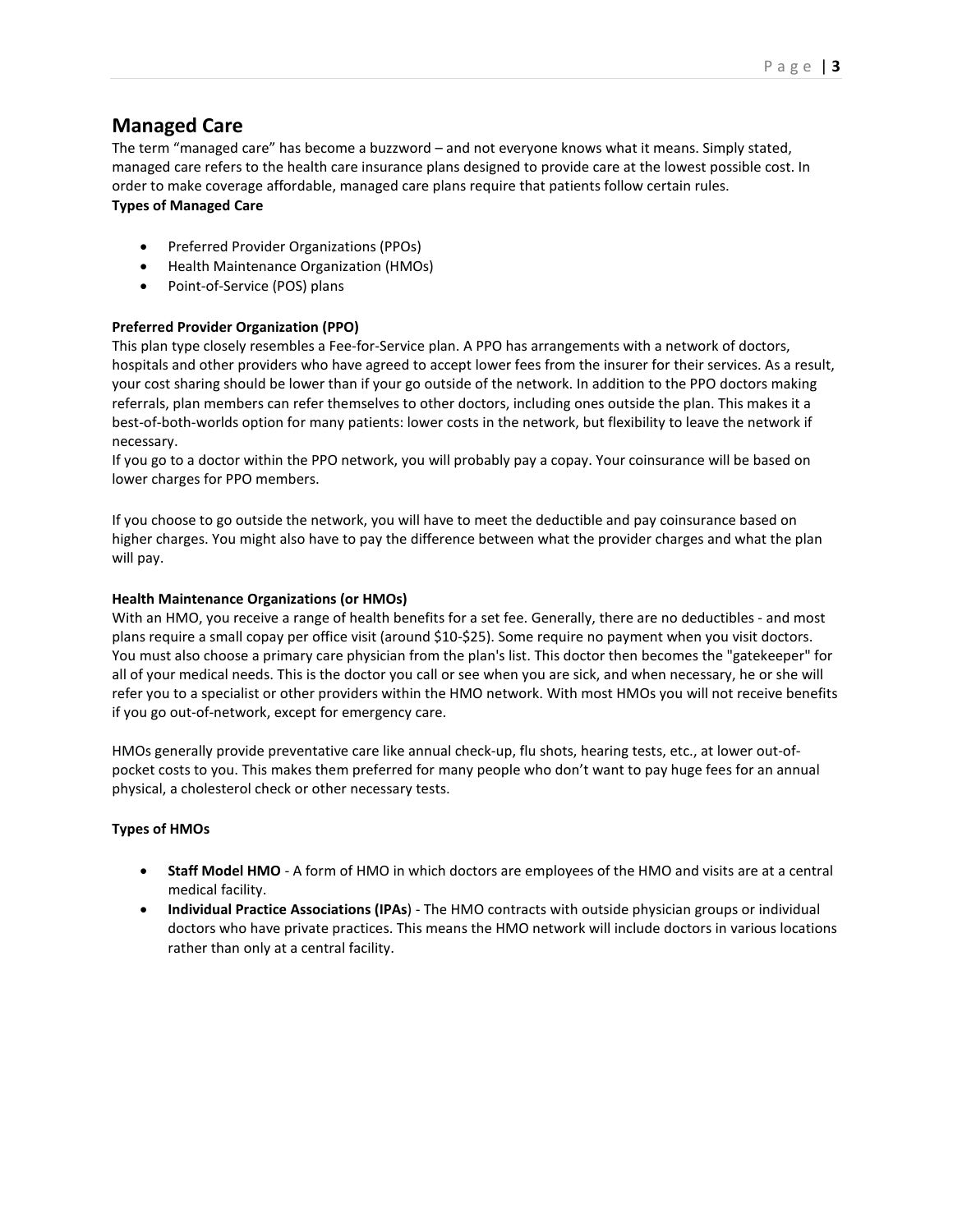## Managed Care

The term "managed care" has become a buzzword – and not everyone knows what it means. Simply stated, managed care refers to the health care insurance plans designed to provide care at the lowest possible cost. In order to make coverage affordable, managed care plans require that patients follow certain rules.

**Types of Managed Care**

- Preferred Provider Organizations (PPOs)
- Health Maintenance Organization (HMOs)
- Point-of-Service (POS) plans

**Preferred Provider Organization (PPO)**

This plan type closely resembles a Fee-for-Service plan. A PPO has arrangements with a network of doctors, hospitals and other providers who have agreed to accept lower fees from the insurer for their services. As a result, your cost sharing should be lower than if your go outside of the network. In addition to the PPO doctors making referrals, plan members can refer themselves to other doctors, including ones outside the plan. This makes it a best-of-both-worlds option for many patients: lower costs in the network, but flexibility to leave the network if necessary.

If you go to a doctor within the PPO network, you will probably pay a copay. Your coinsurance will be based on lower charges for PPO members.

If you choose to go outside the network, you will have to meet the deductible and pay coinsurance based on higher charges. You might also have to pay the difference between what the provider charges and what the plan will pay.

**Health Maintenance Organizations (or HMOs)**

With an HMO, you receive a range of health benefits for a set fee. Generally, there are no deductibles - and most plans require a small copay per office visit (around $10-$25). Some require no payment when you visit doctors. You must also choose a primary care physician from the plan's list. This doctor then becomes the "gatekeeper" for all of your medical needs. This is the doctor you call or see when you are sick, and when necessary, he or she will refer you to a specialist or other providers within the HMO network. With most HMOs you will not receive benefits if you go out-of-network, except for emergency care.

HMOs generally provide preventative care like annual check-up, flu shots, hearing tests, etc., at lower out-of-pocket costs to you. This makes them preferred for many people who don't want to pay huge fees for an annual physical, a cholesterol check or other necessary tests.

**Types of HMOs**

- **Staff Model HMO** - A form of HMO in which doctors are employees of the HMO and visits are at a central medical facility.
- **Individual Practice Associations (IPAs**) - The HMO contracts with outside physician groups or individual doctors who have private practices. This means the HMO network will include doctors in various locations rather than only at a central facility.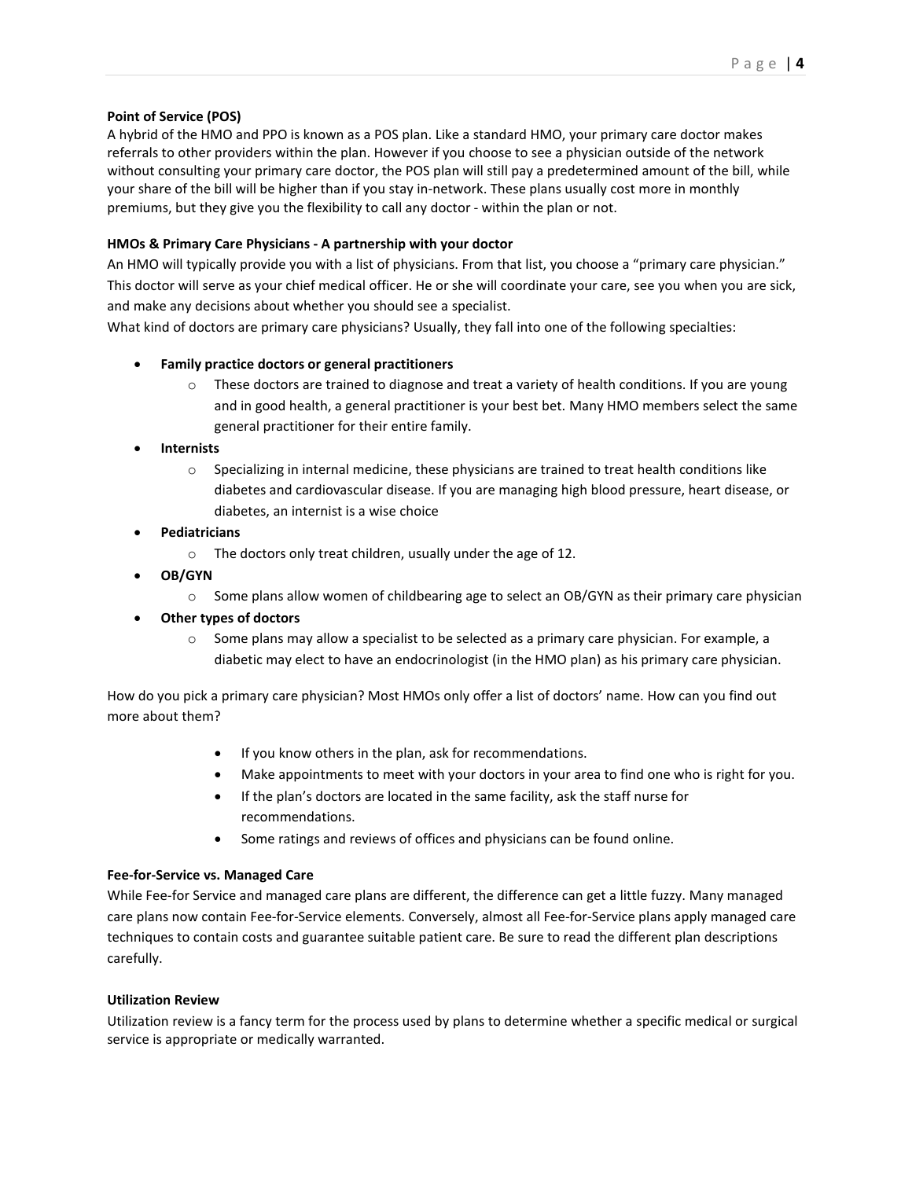**Point of Service (POS)**

A hybrid of the HMO and PPO is known as a POS plan. Like a standard HMO, your primary care doctor makes referrals to other providers within the plan. However if you choose to see a physician outside of the network without consulting your primary care doctor, the POS plan will still pay a predetermined amount of the bill, while your share of the bill will be higher than if you stay in-network. These plans usually cost more in monthly premiums, but they give you the flexibility to call any doctor - within the plan or not.

**HMOs & Primary Care Physicians - A partnership with your doctor**

An HMO will typically provide you with a list of physicians. From that list, you choose a "primary care physician." This doctor will serve as your chief medical officer. He or she will coordinate your care, see you when you are sick, and make any decisions about whether you should see a specialist.

What kind of doctors are primary care physicians? Usually, they fall into one of the following specialties:

- **Family practice doctors or general practitioners**
  - These doctors are trained to diagnose and treat a variety of health conditions. If you are young and in good health, a general practitioner is your best bet. Many HMO members select the same general practitioner for their entire family.
- **Internists**
  - Specializing in internal medicine, these physicians are trained to treat health conditions like diabetes and cardiovascular disease. If you are managing high blood pressure, heart disease, or diabetes, an internist is a wise choice
- **Pediatricians**
  - The doctors only treat children, usually under the age of 12.
- **OB/GYN**
  - Some plans allow women of childbearing age to select an OB/GYN as their primary care physician
- **Other types of doctors**
  - Some plans may allow a specialist to be selected as a primary care physician. For example, a diabetic may elect to have an endocrinologist (in the HMO plan) as his primary care physician.

How do you pick a primary care physician? Most HMOs only offer a list of doctors' name. How can you find out more about them?

- If you know others in the plan, ask for recommendations.
- Make appointments to meet with your doctors in your area to find one who is right for you.
- If the plan's doctors are located in the same facility, ask the staff nurse for recommendations.
- Some ratings and reviews of offices and physicians can be found online.

**Fee-for-Service vs. Managed Care**

While Fee-for Service and managed care plans are different, the difference can get a little fuzzy. Many managed care plans now contain Fee-for-Service elements. Conversely, almost all Fee-for-Service plans apply managed care techniques to contain costs and guarantee suitable patient care. Be sure to read the different plan descriptions carefully.

**Utilization Review**

Utilization review is a fancy term for the process used by plans to determine whether a specific medical or surgical service is appropriate or medically warranted.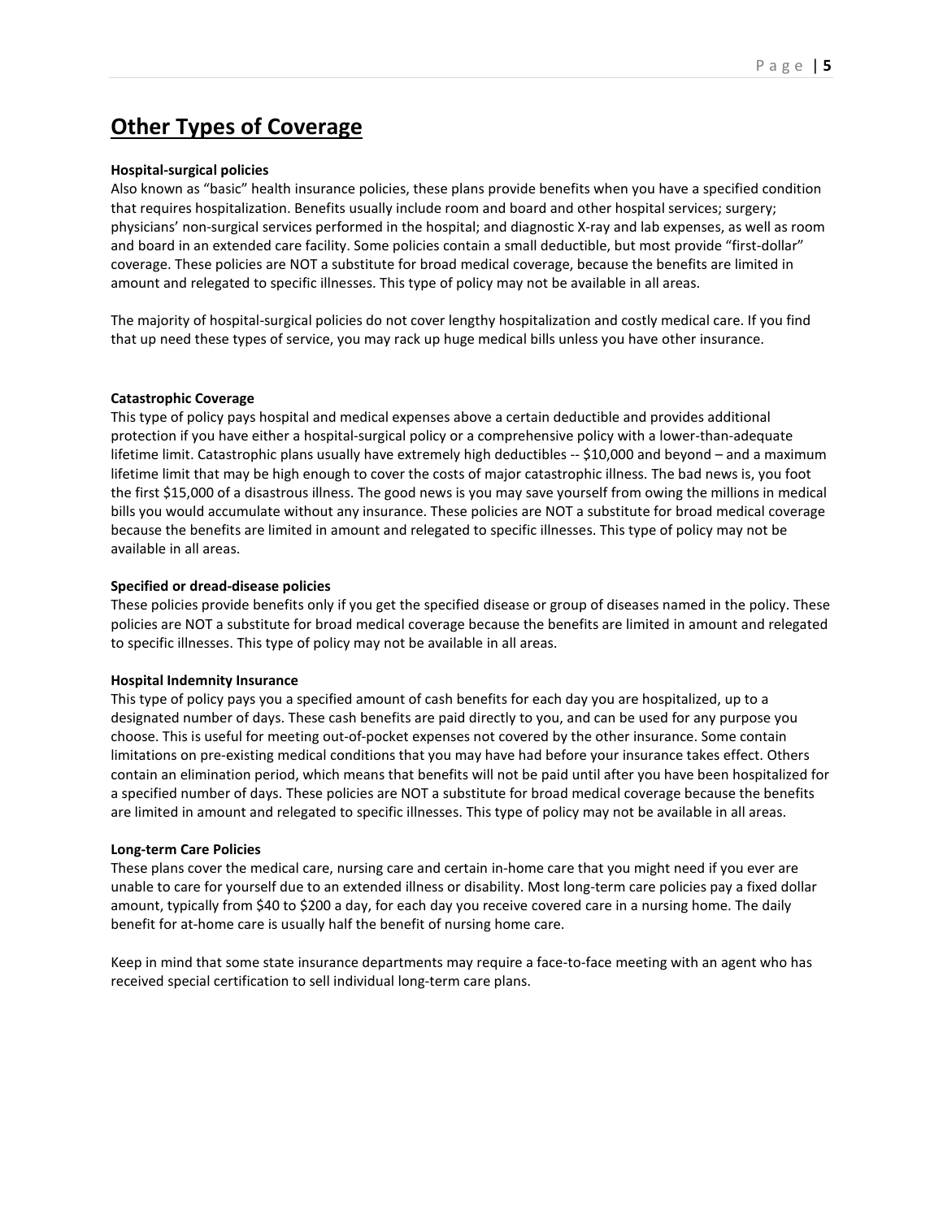## Other Types of Coverage

**Hospital-surgical policies**

Also known as "basic" health insurance policies, these plans provide benefits when you have a specified condition that requires hospitalization. Benefits usually include room and board and other hospital services; surgery; physicians' non-surgical services performed in the hospital; and diagnostic X-ray and lab expenses, as well as room and board in an extended care facility. Some policies contain a small deductible, but most provide "first-dollar" coverage. These policies are NOT a substitute for broad medical coverage, because the benefits are limited in amount and relegated to specific illnesses. This type of policy may not be available in all areas.

The majority of hospital-surgical policies do not cover lengthy hospitalization and costly medical care. If you find that up need these types of service, you may rack up huge medical bills unless you have other insurance.

**Catastrophic Coverage**

This type of policy pays hospital and medical expenses above a certain deductible and provides additional protection if you have either a hospital-surgical policy or a comprehensive policy with a lower-than-adequate lifetime limit. Catastrophic plans usually have extremely high deductibles -- $10,000 and beyond – and a maximum lifetime limit that may be high enough to cover the costs of major catastrophic illness. The bad news is, you foot the first $15,000 of a disastrous illness. The good news is you may save yourself from owing the millions in medical bills you would accumulate without any insurance. These policies are NOT a substitute for broad medical coverage because the benefits are limited in amount and relegated to specific illnesses. This type of policy may not be available in all areas.

**Specified or dread-disease policies**

These policies provide benefits only if you get the specified disease or group of diseases named in the policy. These policies are NOT a substitute for broad medical coverage because the benefits are limited in amount and relegated to specific illnesses. This type of policy may not be available in all areas.

**Hospital Indemnity Insurance**

This type of policy pays you a specified amount of cash benefits for each day you are hospitalized, up to a designated number of days. These cash benefits are paid directly to you, and can be used for any purpose you choose. This is useful for meeting out-of-pocket expenses not covered by the other insurance. Some contain limitations on pre-existing medical conditions that you may have had before your insurance takes effect. Others contain an elimination period, which means that benefits will not be paid until after you have been hospitalized for a specified number of days. These policies are NOT a substitute for broad medical coverage because the benefits are limited in amount and relegated to specific illnesses. This type of policy may not be available in all areas.

**Long-term Care Policies**

These plans cover the medical care, nursing care and certain in-home care that you might need if you ever are unable to care for yourself due to an extended illness or disability. Most long-term care policies pay a fixed dollar amount, typically from $40 to $200 a day, for each day you receive covered care in a nursing home. The daily benefit for at-home care is usually half the benefit of nursing home care.

Keep in mind that some state insurance departments may require a face-to-face meeting with an agent who has received special certification to sell individual long-term care plans.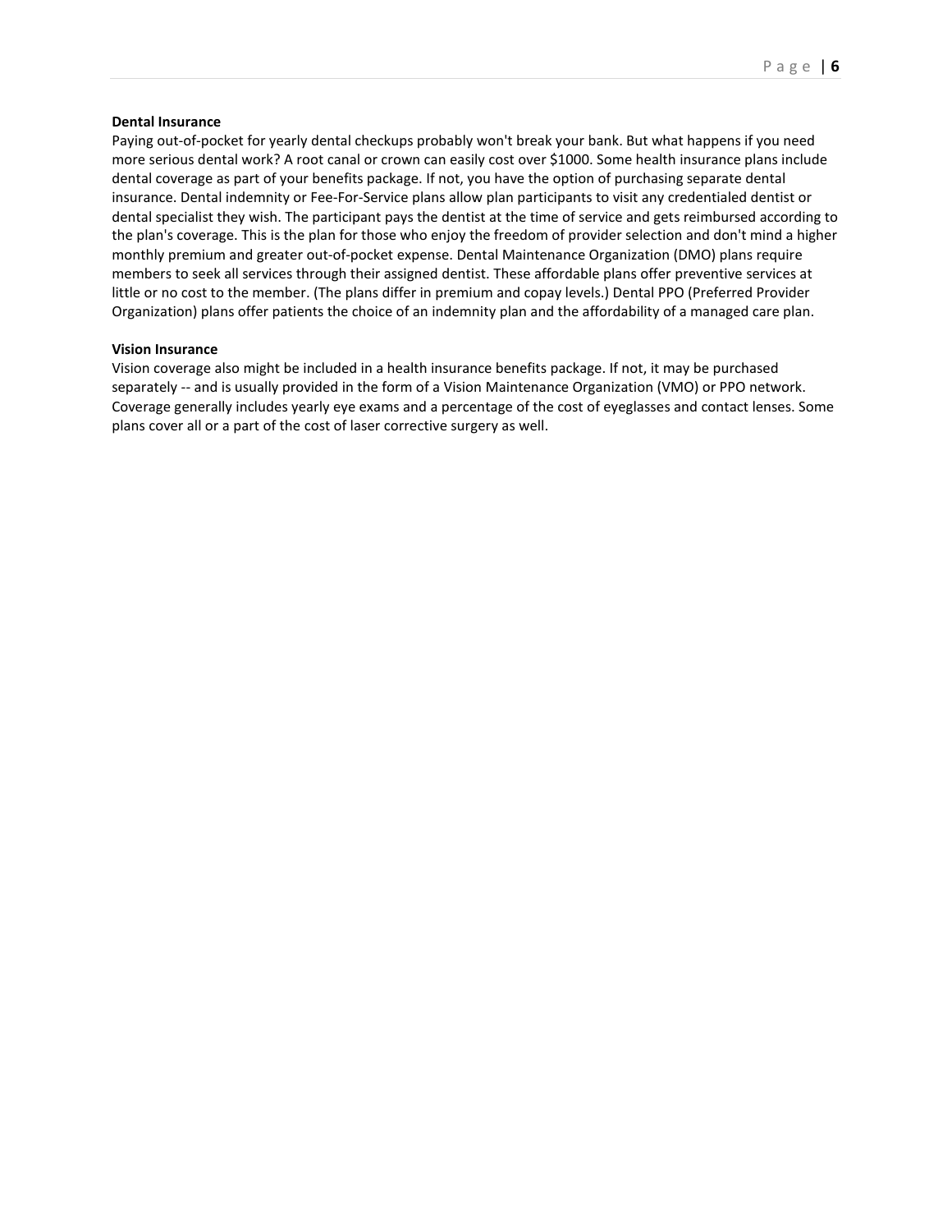**Dental Insurance**

Paying out-of-pocket for yearly dental checkups probably won't break your bank. But what happens if you need more serious dental work? A root canal or crown can easily cost over $1000. Some health insurance plans include dental coverage as part of your benefits package. If not, you have the option of purchasing separate dental insurance. Dental indemnity or Fee-For-Service plans allow plan participants to visit any credentialed dentist or dental specialist they wish. The participant pays the dentist at the time of service and gets reimbursed according to the plan's coverage. This is the plan for those who enjoy the freedom of provider selection and don't mind a higher monthly premium and greater out-of-pocket expense. Dental Maintenance Organization (DMO) plans require members to seek all services through their assigned dentist. These affordable plans offer preventive services at little or no cost to the member. (The plans differ in premium and copay levels.) Dental PPO (Preferred Provider Organization) plans offer patients the choice of an indemnity plan and the affordability of a managed care plan.

**Vision Insurance**

Vision coverage also might be included in a health insurance benefits package. If not, it may be purchased separately -- and is usually provided in the form of a Vision Maintenance Organization (VMO) or PPO network. Coverage generally includes yearly eye exams and a percentage of the cost of eyeglasses and contact lenses. Some plans cover all or a part of the cost of laser corrective surgery as well.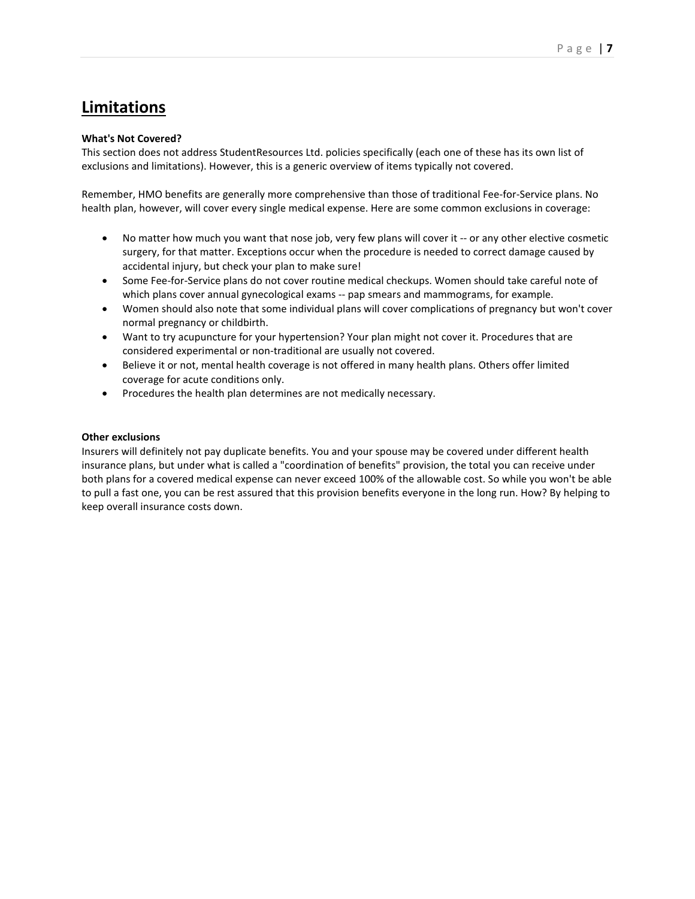## Limitations

**What's Not Covered?**

This section does not address StudentResources Ltd. policies specifically (each one of these has its own list of exclusions and limitations). However, this is a generic overview of items typically not covered.

Remember, HMO benefits are generally more comprehensive than those of traditional Fee-for-Service plans. No health plan, however, will cover every single medical expense. Here are some common exclusions in coverage:

- No matter how much you want that nose job, very few plans will cover it -- or any other elective cosmetic surgery, for that matter. Exceptions occur when the procedure is needed to correct damage caused by accidental injury, but check your plan to make sure!
- Some Fee-for-Service plans do not cover routine medical checkups. Women should take careful note of which plans cover annual gynecological exams -- pap smears and mammograms, for example.
- Women should also note that some individual plans will cover complications of pregnancy but won't cover normal pregnancy or childbirth.
- Want to try acupuncture for your hypertension? Your plan might not cover it. Procedures that are considered experimental or non-traditional are usually not covered.
- Believe it or not, mental health coverage is not offered in many health plans. Others offer limited coverage for acute conditions only.
- Procedures the health plan determines are not medically necessary.

**Other exclusions**

Insurers will definitely not pay duplicate benefits. You and your spouse may be covered under different health insurance plans, but under what is called a "coordination of benefits" provision, the total you can receive under both plans for a covered medical expense can never exceed 100% of the allowable cost. So while you won't be able to pull a fast one, you can be rest assured that this provision benefits everyone in the long run. How? By helping to keep overall insurance costs down.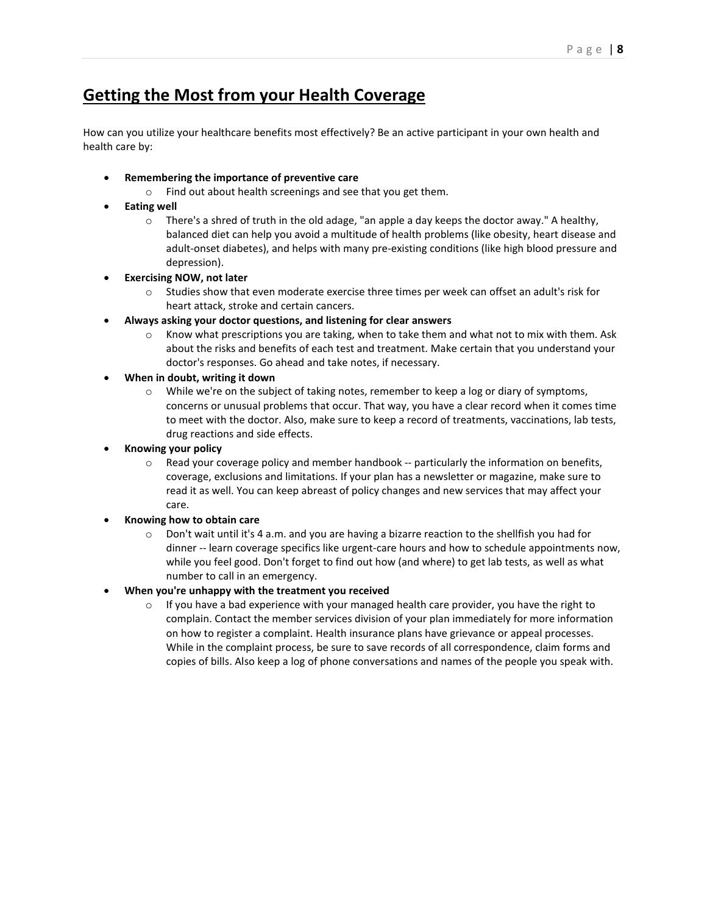# Getting the Most from your Health Coverage

How can you utilize your healthcare benefits most effectively? Be an active participant in your own health and health care by:

- **Remembering the importance of preventive care**
  - Find out about health screenings and see that you get them.
- **Eating well**
  - There's a shred of truth in the old adage, "an apple a day keeps the doctor away." A healthy, balanced diet can help you avoid a multitude of health problems (like obesity, heart disease and adult-onset diabetes), and helps with many pre-existing conditions (like high blood pressure and depression).
- **Exercising NOW, not later**
  - Studies show that even moderate exercise three times per week can offset an adult's risk for heart attack, stroke and certain cancers.
- **Always asking your doctor questions, and listening for clear answers**
  - Know what prescriptions you are taking, when to take them and what not to mix with them. Ask about the risks and benefits of each test and treatment. Make certain that you understand your doctor's responses. Go ahead and take notes, if necessary.
- **When in doubt, writing it down**
  - While we're on the subject of taking notes, remember to keep a log or diary of symptoms, concerns or unusual problems that occur. That way, you have a clear record when it comes time to meet with the doctor. Also, make sure to keep a record of treatments, vaccinations, lab tests, drug reactions and side effects.
- **Knowing your policy**
  - Read your coverage policy and member handbook -- particularly the information on benefits, coverage, exclusions and limitations. If your plan has a newsletter or magazine, make sure to read it as well. You can keep abreast of policy changes and new services that may affect your care.
- **Knowing how to obtain care**
  - Don't wait until it's 4 a.m. and you are having a bizarre reaction to the shellfish you had for dinner -- learn coverage specifics like urgent-care hours and how to schedule appointments now, while you feel good. Don't forget to find out how (and where) to get lab tests, as well as what number to call in an emergency.
- **When you're unhappy with the treatment you received**
  - If you have a bad experience with your managed health care provider, you have the right to complain. Contact the member services division of your plan immediately for more information on how to register a complaint. Health insurance plans have grievance or appeal processes. While in the complaint process, be sure to save records of all correspondence, claim forms and copies of bills. Also keep a log of phone conversations and names of the people you speak with.